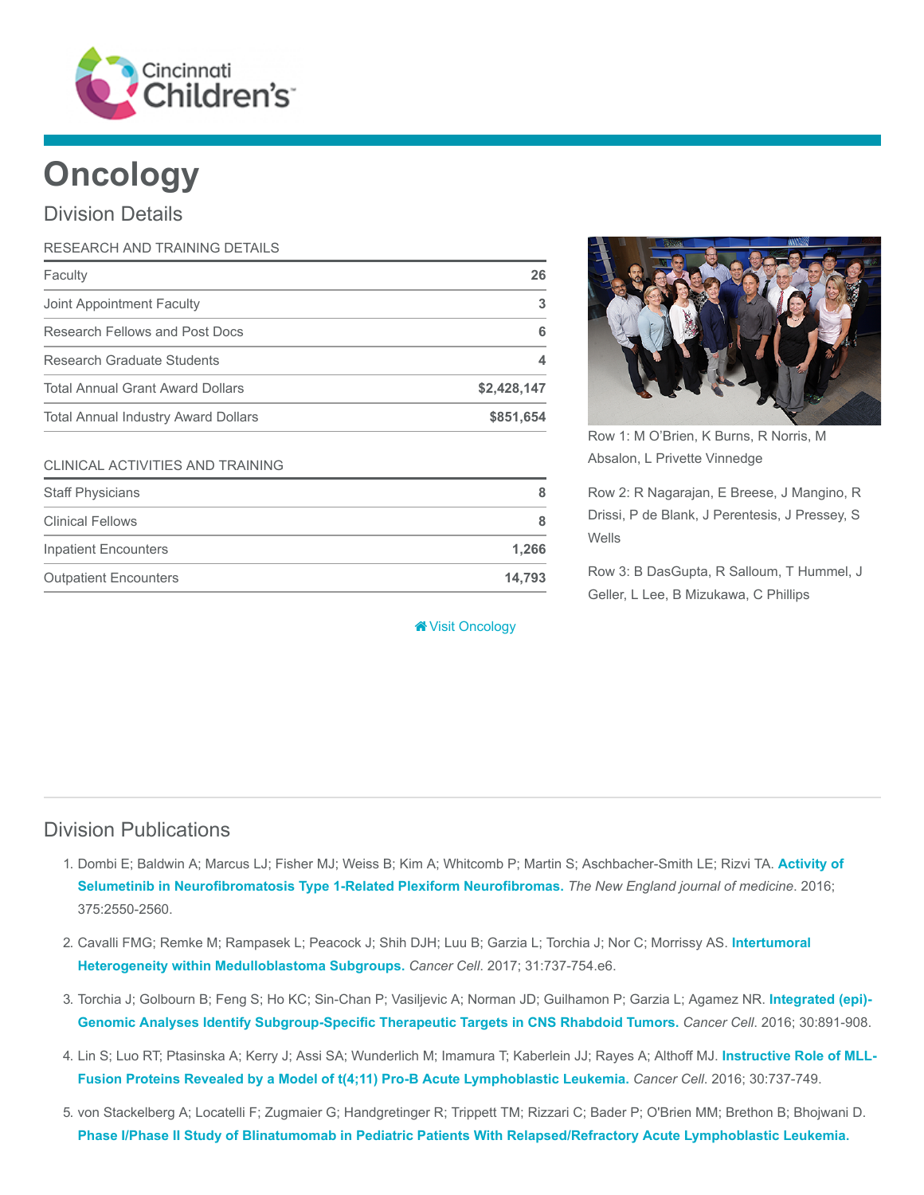# Oncology

## Division Details

| RESEARCH AND TRAINING DETAILS | |
| --- | --- |
| Faculty | 26 |
| Joint Appointment Faculty | 3 |
| Research Fellows and Post Docs | 6 |
| Research Graduate Students | 4 |
| Total Annual Grant Award Dollars | $2,428,147 |
| Total Annual Industry Award Dollars | $851,654 |

| CLINICAL ACTIVITIES AND TRAINING | |
| --- | --- |
| Staff Physicians | 8 |
| Clinical Fellows | 8 |
| Inpatient Encounters | 1,266 |
| Outpatient Encounters | 14,793 |

Visit Oncology

Row 1: M O'Brien, K Burns, R Norris, M Absalon, L Privette Vinnedge

Row 2: R Nagarajan, E Breese, J Mangino, R Drissi, P de Blank, J Perentesis, J Pressey, S Wells

Row 3: B DasGupta, R Salloum, T Hummel, J Geller, L Lee, B Mizukawa, C Phillips

## Division Publications

1. Dombi E; Baldwin A; Marcus LJ; Fisher MJ; Weiss B; Kim A; Whitcomb P; Martin S; Aschbacher-Smith LE; Rizvi TA. **Activity of Selumetinib in Neurofibromatosis Type 1-Related Plexiform Neurofibromas.** *The New England journal of medicine*. 2016; 375:2550-2560.
2. Cavalli FMG; Remke M; Rampasek L; Peacock J; Shih DJH; Luu B; Garzia L; Torchia J; Nor C; Morrissy AS. **Intertumoral Heterogeneity within Medulloblastoma Subgroups.** *Cancer Cell*. 2017; 31:737-754.e6.
3. Torchia J; Golbourn B; Feng S; Ho KC; Sin-Chan P; Vasiljevic A; Norman JD; Guilhamon P; Garzia L; Agamez NR. **Integrated (epi)-Genomic Analyses Identify Subgroup-Specific Therapeutic Targets in CNS Rhabdoid Tumors.** *Cancer Cell*. 2016; 30:891-908.
4. Lin S; Luo RT; Ptasinska A; Kerry J; Assi SA; Wunderlich M; Imamura T; Kaberlein JJ; Rayes A; Althoff MJ. **Instructive Role of MLL-Fusion Proteins Revealed by a Model of t(4;11) Pro-B Acute Lymphoblastic Leukemia.** *Cancer Cell*. 2016; 30:737-749.
5. von Stackelberg A; Locatelli F; Zugmaier G; Handgretinger R; Trippett TM; Rizzari C; Bader P; O'Brien MM; Brethon B; Bhojwani D. **Phase I/Phase II Study of Blinatumomab in Pediatric Patients With Relapsed/Refractory Acute Lymphoblastic Leukemia.**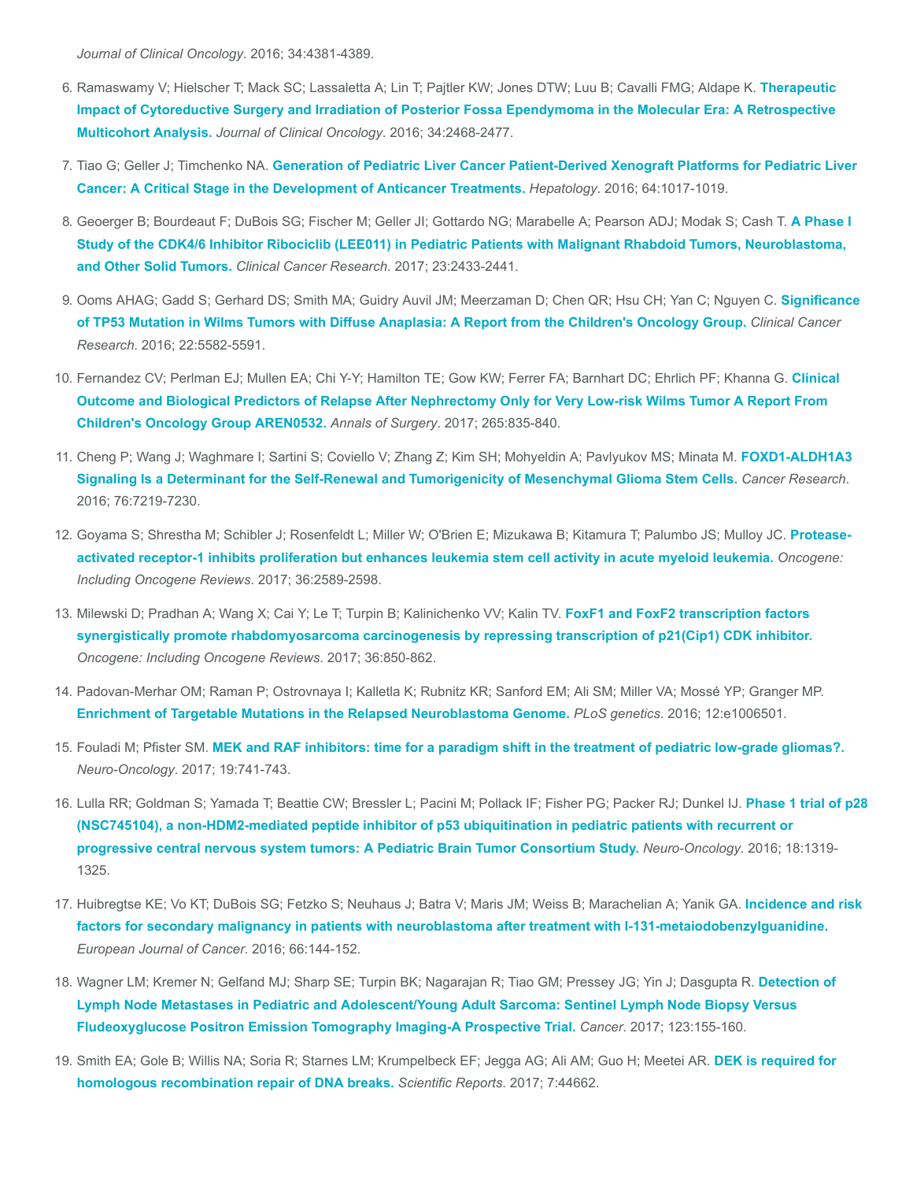*Journal of Clinical Oncology*. 2016; 34:4381-4389.

6. Ramaswamy V; Hielscher T; Mack SC; Lassaletta A; Lin T; Pajtler KW; Jones DTW; Luu B; Cavalli FMG; Aldape K. **Therapeutic Impact of Cytoreductive Surgery and Irradiation of Posterior Fossa Ependymoma in the Molecular Era: A Retrospective Multicohort Analysis.** *Journal of Clinical Oncology*. 2016; 34:2468-2477.
7. Tiao G; Geller J; Timchenko NA. **Generation of Pediatric Liver Cancer Patient-Derived Xenograft Platforms for Pediatric Liver Cancer: A Critical Stage in the Development of Anticancer Treatments.** *Hepatology*. 2016; 64:1017-1019.
8. Geoerger B; Bourdeaut F; DuBois SG; Fischer M; Geller JI; Gottardo NG; Marabelle A; Pearson ADJ; Modak S; Cash T. **A Phase I Study of the CDK4/6 Inhibitor Ribociclib (LEE011) in Pediatric Patients with Malignant Rhabdoid Tumors, Neuroblastoma, and Other Solid Tumors.** *Clinical Cancer Research*. 2017; 23:2433-2441.
9. Ooms AHAG; Gadd S; Gerhard DS; Smith MA; Guidry Auvil JM; Meerzaman D; Chen QR; Hsu CH; Yan C; Nguyen C. **Significance of TP53 Mutation in Wilms Tumors with Diffuse Anaplasia: A Report from the Children's Oncology Group.** *Clinical Cancer Research*. 2016; 22:5582-5591.
10. Fernandez CV; Perlman EJ; Mullen EA; Chi Y-Y; Hamilton TE; Gow KW; Ferrer FA; Barnhart DC; Ehrlich PF; Khanna G. **Clinical Outcome and Biological Predictors of Relapse After Nephrectomy Only for Very Low-risk Wilms Tumor A Report From Children's Oncology Group AREN0532.** *Annals of Surgery*. 2017; 265:835-840.
11. Cheng P; Wang J; Waghmare I; Sartini S; Coviello V; Zhang Z; Kim SH; Mohyeldin A; Pavlyukov MS; Minata M. **FOXD1-ALDH1A3 Signaling Is a Determinant for the Self-Renewal and Tumorigenicity of Mesenchymal Glioma Stem Cells.** *Cancer Research*. 2016; 76:7219-7230.
12. Goyama S; Shrestha M; Schibler J; Rosenfeldt L; Miller W; O'Brien E; Mizukawa B; Kitamura T; Palumbo JS; Mulloy JC. **Protease-activated receptor-1 inhibits proliferation but enhances leukemia stem cell activity in acute myeloid leukemia.** *Oncogene: Including Oncogene Reviews*. 2017; 36:2589-2598.
13. Milewski D; Pradhan A; Wang X; Cai Y; Le T; Turpin B; Kalinichenko VV; Kalin TV. **FoxF1 and FoxF2 transcription factors synergistically promote rhabdomyosarcoma carcinogenesis by repressing transcription of p21(Cip1) CDK inhibitor.** *Oncogene: Including Oncogene Reviews*. 2017; 36:850-862.
14. Padovan-Merhar OM; Raman P; Ostrovnaya I; Kalletla K; Rubnitz KR; Sanford EM; Ali SM; Miller VA; Mossé YP; Granger MP. **Enrichment of Targetable Mutations in the Relapsed Neuroblastoma Genome.** *PLoS genetics*. 2016; 12:e1006501.
15. Fouladi M; Pfister SM. **MEK and RAF inhibitors: time for a paradigm shift in the treatment of pediatric low-grade gliomas?.** *Neuro-Oncology*. 2017; 19:741-743.
16. Lulla RR; Goldman S; Yamada T; Beattie CW; Bressler L; Pacini M; Pollack IF; Fisher PG; Packer RJ; Dunkel IJ. **Phase 1 trial of p28 (NSC745104), a non-HDM2-mediated peptide inhibitor of p53 ubiquitination in pediatric patients with recurrent or progressive central nervous system tumors: A Pediatric Brain Tumor Consortium Study.** *Neuro-Oncology*. 2016; 18:1319-1325.
17. Huibregtse KE; Vo KT; DuBois SG; Fetzko S; Neuhaus J; Batra V; Maris JM; Weiss B; Marachelian A; Yanik GA. **Incidence and risk factors for secondary malignancy in patients with neuroblastoma after treatment with I-131-metaiodobenzylguanidine.** *European Journal of Cancer*. 2016; 66:144-152.
18. Wagner LM; Kremer N; Gelfand MJ; Sharp SE; Turpin BK; Nagarajan R; Tiao GM; Pressey JG; Yin J; Dasgupta R. **Detection of Lymph Node Metastases in Pediatric and Adolescent/Young Adult Sarcoma: Sentinel Lymph Node Biopsy Versus Fludeoxyglucose Positron Emission Tomography Imaging-A Prospective Trial.** *Cancer*. 2017; 123:155-160.
19. Smith EA; Gole B; Willis NA; Soria R; Starnes LM; Krumpelbeck EF; Jegga AG; Ali AM; Guo H; Meetei AR. **DEK is required for homologous recombination repair of DNA breaks.** *Scientific Reports*. 2017; 7:44662.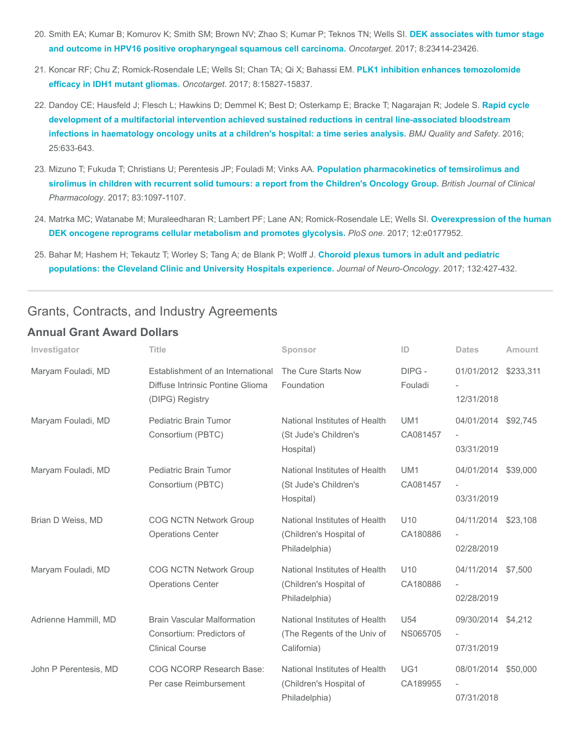20. Smith EA; Kumar B; Komurov K; Smith SM; Brown NV; Zhao S; Kumar P; Teknos TN; Wells SI. **DEK associates with tumor stage and outcome in HPV16 positive oropharyngeal squamous cell carcinoma.** *Oncotarget*. 2017; 8:23414-23426.

21. Koncar RF; Chu Z; Romick-Rosendale LE; Wells SI; Chan TA; Qi X; Bahassi EM. **PLK1 inhibition enhances temozolomide efficacy in IDH1 mutant gliomas.** *Oncotarget*. 2017; 8:15827-15837.

22. Dandoy CE; Hausfeld J; Flesch L; Hawkins D; Demmel K; Best D; Osterkamp E; Bracke T; Nagarajan R; Jodele S. **Rapid cycle development of a multifactorial intervention achieved sustained reductions in central line-associated bloodstream infections in haematology oncology units at a children's hospital: a time series analysis.** *BMJ Quality and Safety*. 2016; 25:633-643.

23. Mizuno T; Fukuda T; Christians U; Perentesis JP; Fouladi M; Vinks AA. **Population pharmacokinetics of temsirolimus and sirolimus in children with recurrent solid tumours: a report from the Children's Oncology Group.** *British Journal of Clinical Pharmacology*. 2017; 83:1097-1107.

24. Matrka MC; Watanabe M; Muraleedharan R; Lambert PF; Lane AN; Romick-Rosendale LE; Wells SI. **Overexpression of the human DEK oncogene reprograms cellular metabolism and promotes glycolysis.** *PloS one*. 2017; 12:e0177952.

25. Bahar M; Hashem H; Tekautz T; Worley S; Tang A; de Blank P; Wolff J. **Choroid plexus tumors in adult and pediatric populations: the Cleveland Clinic and University Hospitals experience.** *Journal of Neuro-Oncology*. 2017; 132:427-432.

## Grants, Contracts, and Industry Agreements

### Annual Grant Award Dollars

| Investigator | Title | Sponsor | ID | Dates | Amount |
|---|---|---|---|---|---|
| Maryam Fouladi, MD | Establishment of an International Diffuse Intrinsic Pontine Glioma (DIPG) Registry | The Cure Starts Now Foundation | DIPG - Fouladi | 01/01/2012 - 12/31/2018 | $233,311 |
| Maryam Fouladi, MD | Pediatric Brain Tumor Consortium (PBTC) | National Institutes of Health (St Jude's Children's Hospital) | UM1 CA081457 | 04/01/2014 - 03/31/2019 | $92,745 |
| Maryam Fouladi, MD | Pediatric Brain Tumor Consortium (PBTC) | National Institutes of Health (St Jude's Children's Hospital) | UM1 CA081457 | 04/01/2014 - 03/31/2019 | $39,000 |
| Brian D Weiss, MD | COG NCTN Network Group Operations Center | National Institutes of Health (Children's Hospital of Philadelphia) | U10 CA180886 | 04/11/2014 - 02/28/2019 | $23,108 |
| Maryam Fouladi, MD | COG NCTN Network Group Operations Center | National Institutes of Health (Children's Hospital of Philadelphia) | U10 CA180886 | 04/11/2014 - 02/28/2019 | $7,500 |
| Adrienne Hammill, MD | Brain Vascular Malformation Consortium: Predictors of Clinical Course | National Institutes of Health (The Regents of the Univ of California) | U54 NS065705 | 09/30/2014 - 07/31/2019 | $4,212 |
| John P Perentesis, MD | COG NCORP Research Base: Per case Reimbursement | National Institutes of Health (Children's Hospital of Philadelphia) | UG1 CA189955 | 08/01/2014 - 07/31/2018 | $50,000 |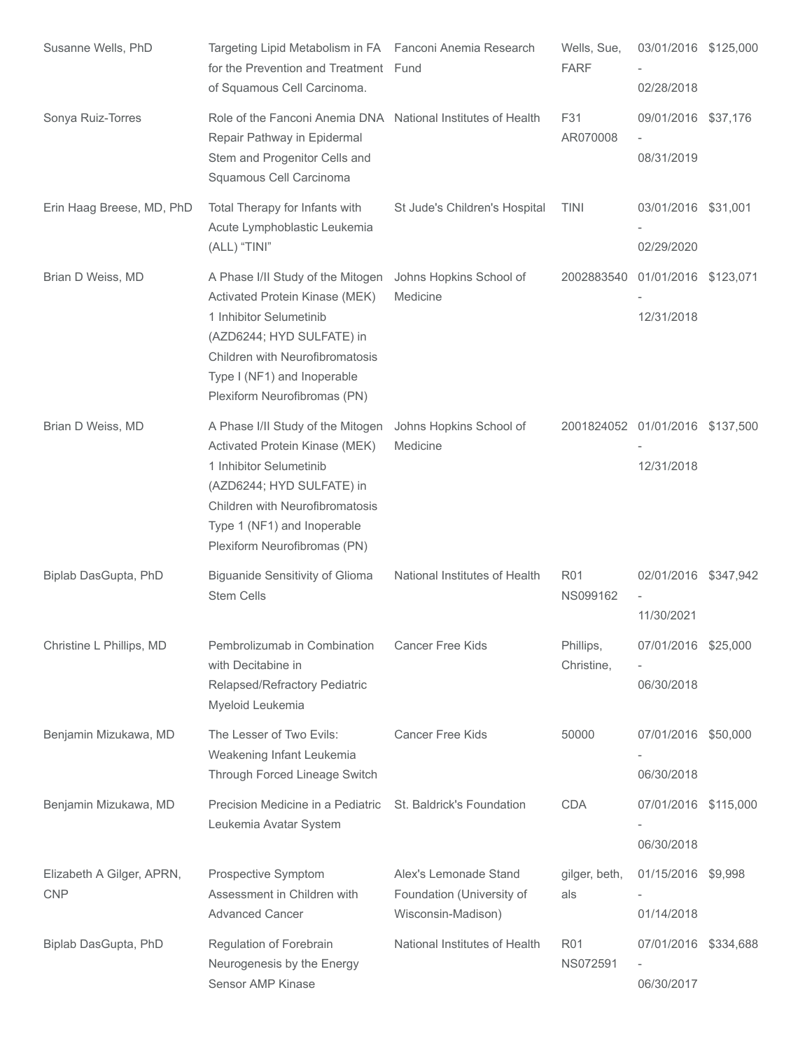| | | | | | |
|---|---|---|---|---|---|
| Susanne Wells, PhD | Targeting Lipid Metabolism in FA for the Prevention and Treatment of Squamous Cell Carcinoma. | Fanconi Anemia Research Fund | Wells, Sue, FARF | 03/01/2016 - 02/28/2018 | $125,000 |
| Sonya Ruiz-Torres | Role of the Fanconi Anemia DNA Repair Pathway in Epidermal Stem and Progenitor Cells and Squamous Cell Carcinoma | National Institutes of Health | F31 AR070008 | 09/01/2016 - 08/31/2019 | $37,176 |
| Erin Haag Breese, MD, PhD | Total Therapy for Infants with Acute Lymphoblastic Leukemia (ALL) "TINI" | St Jude's Children's Hospital | TINI | 03/01/2016 - 02/29/2020 | $31,001 |
| Brian D Weiss, MD | A Phase I/II Study of the Mitogen Activated Protein Kinase (MEK) 1 Inhibitor Selumetinib (AZD6244; HYD SULFATE) in Children with Neurofibromatosis Type I (NF1) and Inoperable Plexiform Neurofibromas (PN) | Johns Hopkins School of Medicine | 2002883540 | 01/01/2016 - 12/31/2018 | $123,071 |
| Brian D Weiss, MD | A Phase I/II Study of the Mitogen Activated Protein Kinase (MEK) 1 Inhibitor Selumetinib (AZD6244; HYD SULFATE) in Children with Neurofibromatosis Type 1 (NF1) and Inoperable Plexiform Neurofibromas (PN) | Johns Hopkins School of Medicine | 2001824052 | 01/01/2016 - 12/31/2018 | $137,500 |
| Biplab DasGupta, PhD | Biguanide Sensitivity of Glioma Stem Cells | National Institutes of Health | R01 NS099162 | 02/01/2016 - 11/30/2021 | $347,942 |
| Christine L Phillips, MD | Pembrolizumab in Combination with Decitabine in Relapsed/Refractory Pediatric Myeloid Leukemia | Cancer Free Kids | Phillips, Christine, | 07/01/2016 - 06/30/2018 | $25,000 |
| Benjamin Mizukawa, MD | The Lesser of Two Evils: Weakening Infant Leukemia Through Forced Lineage Switch | Cancer Free Kids | 50000 | 07/01/2016 - 06/30/2018 | $50,000 |
| Benjamin Mizukawa, MD | Precision Medicine in a Pediatric Leukemia Avatar System | St. Baldrick's Foundation | CDA | 07/01/2016 - 06/30/2018 | $115,000 |
| Elizabeth A Gilger, APRN, CNP | Prospective Symptom Assessment in Children with Advanced Cancer | Alex's Lemonade Stand Foundation (University of Wisconsin-Madison) | gilger, beth, als | 01/15/2016 - 01/14/2018 | $9,998 |
| Biplab DasGupta, PhD | Regulation of Forebrain Neurogenesis by the Energy Sensor AMP Kinase | National Institutes of Health | R01 NS072591 | 07/01/2016 - 06/30/2017 | $334,688 |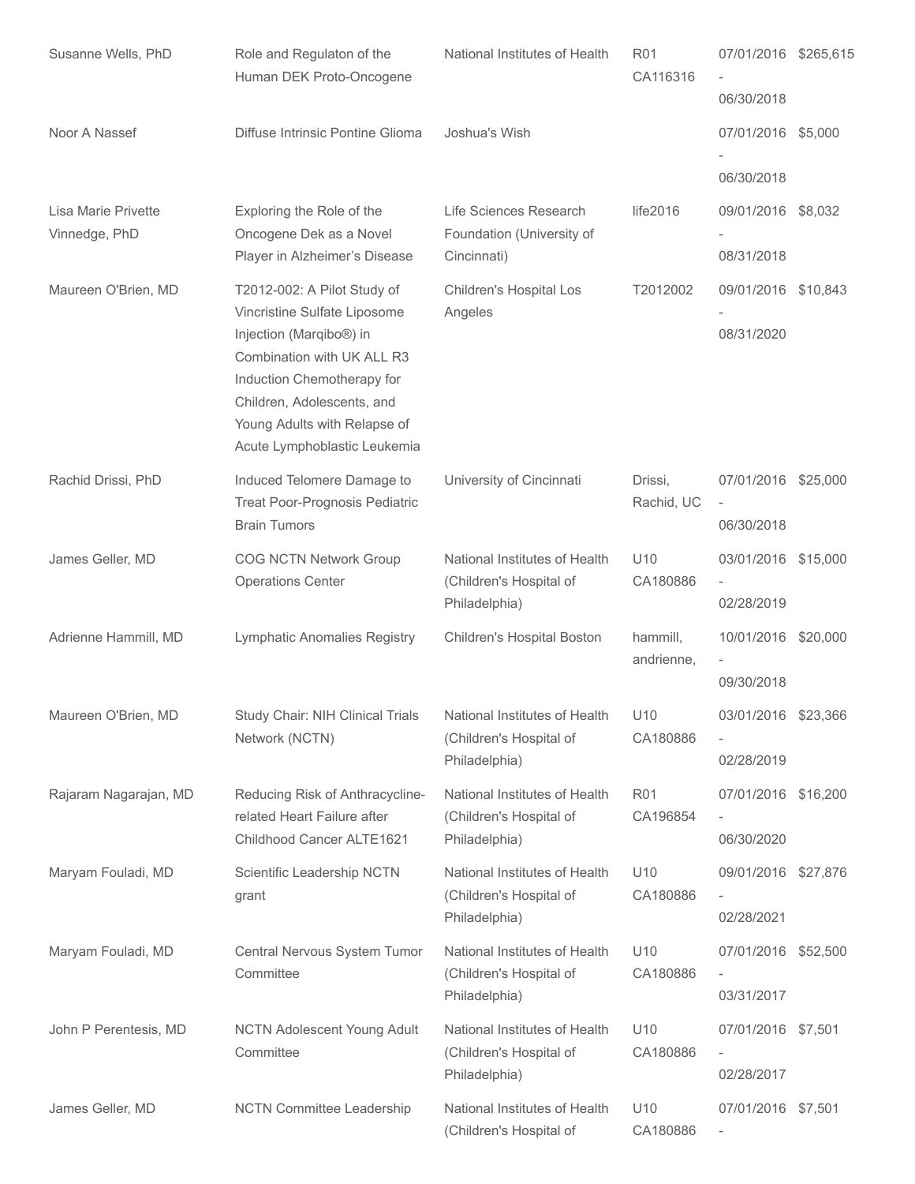| | | | | | |
|---|---|---|---|---|---|
| Susanne Wells, PhD | Role and Regulaton of the Human DEK Proto-Oncogene | National Institutes of Health | R01 CA116316 | 07/01/2016 - 06/30/2018 | $265,615 |
| Noor A Nassef | Diffuse Intrinsic Pontine Glioma | Joshua's Wish | | 07/01/2016 - 06/30/2018 | $5,000 |
| Lisa Marie Privette Vinnedge, PhD | Exploring the Role of the Oncogene Dek as a Novel Player in Alzheimer's Disease | Life Sciences Research Foundation (University of Cincinnati) | life2016 | 09/01/2016 - 08/31/2018 | $8,032 |
| Maureen O'Brien, MD | T2012-002: A Pilot Study of Vincristine Sulfate Liposome Injection (Marqibo®) in Combination with UK ALL R3 Induction Chemotherapy for Children, Adolescents, and Young Adults with Relapse of Acute Lymphoblastic Leukemia | Children's Hospital Los Angeles | T2012002 | 09/01/2016 - 08/31/2020 | $10,843 |
| Rachid Drissi, PhD | Induced Telomere Damage to Treat Poor-Prognosis Pediatric Brain Tumors | University of Cincinnati | Drissi, Rachid, UC | 07/01/2016 - 06/30/2018 | $25,000 |
| James Geller, MD | COG NCTN Network Group Operations Center | National Institutes of Health (Children's Hospital of Philadelphia) | U10 CA180886 | 03/01/2016 - 02/28/2019 | $15,000 |
| Adrienne Hammill, MD | Lymphatic Anomalies Registry | Children's Hospital Boston | hammill, andrienne, | 10/01/2016 - 09/30/2018 | $20,000 |
| Maureen O'Brien, MD | Study Chair: NIH Clinical Trials Network (NCTN) | National Institutes of Health (Children's Hospital of Philadelphia) | U10 CA180886 | 03/01/2016 - 02/28/2019 | $23,366 |
| Rajaram Nagarajan, MD | Reducing Risk of Anthracycline-related Heart Failure after Childhood Cancer ALTE1621 | National Institutes of Health (Children's Hospital of Philadelphia) | R01 CA196854 | 07/01/2016 - 06/30/2020 | $16,200 |
| Maryam Fouladi, MD | Scientific Leadership NCTN grant | National Institutes of Health (Children's Hospital of Philadelphia) | U10 CA180886 | 09/01/2016 - 02/28/2021 | $27,876 |
| Maryam Fouladi, MD | Central Nervous System Tumor Committee | National Institutes of Health (Children's Hospital of Philadelphia) | U10 CA180886 | 07/01/2016 - 03/31/2017 | $52,500 |
| John P Perentesis, MD | NCTN Adolescent Young Adult Committee | National Institutes of Health (Children's Hospital of Philadelphia) | U10 CA180886 | 07/01/2016 - 02/28/2017 | $7,501 |
| James Geller, MD | NCTN Committee Leadership | National Institutes of Health (Children's Hospital of | U10 CA180886 | 07/01/2016 - | $7,501 |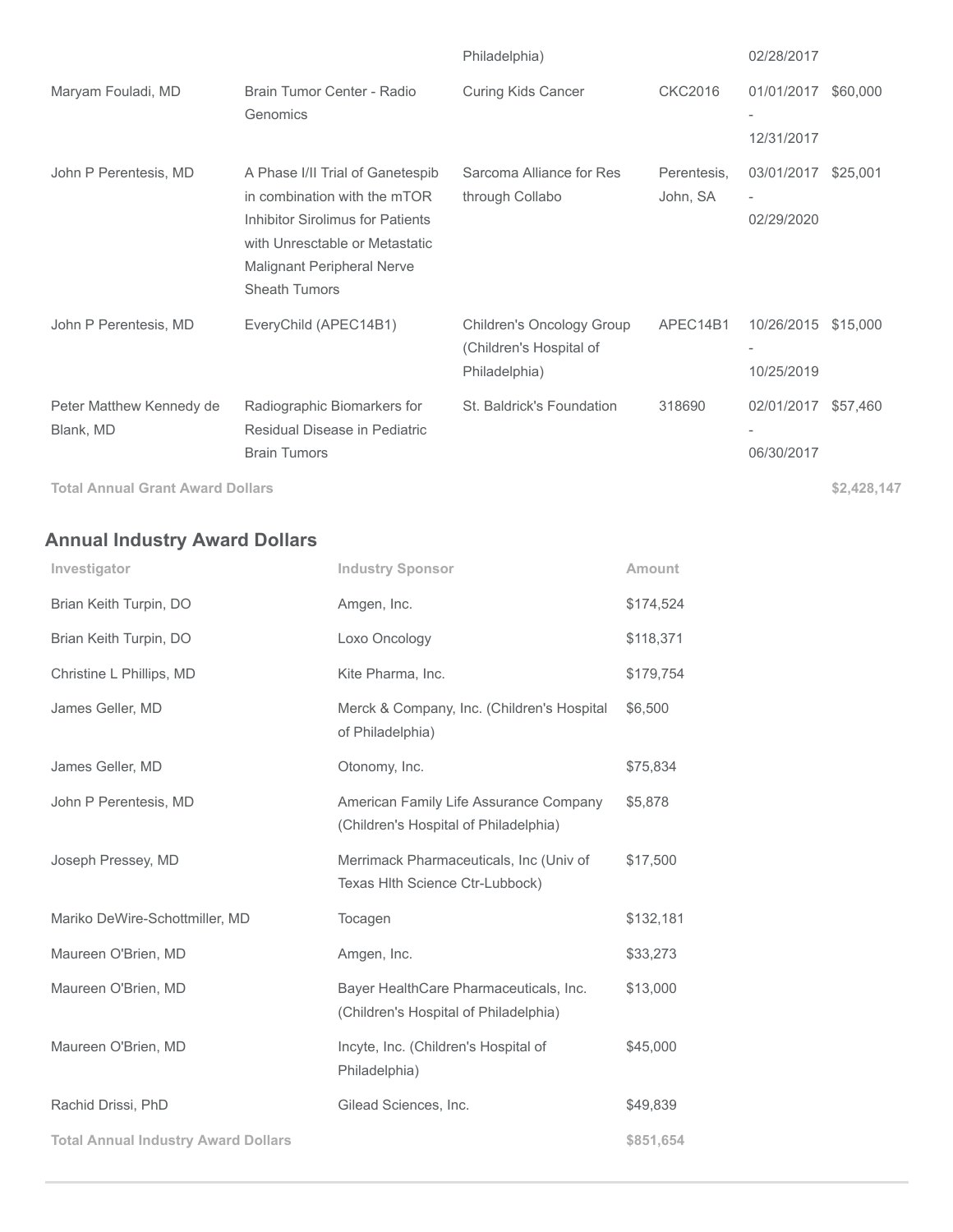| | | | | | |
|---|---|---|---|---|---|
| | | Philadelphia) | | 02/28/2017 | |
| Maryam Fouladi, MD | Brain Tumor Center - Radio Genomics | Curing Kids Cancer | CKC2016 | 01/01/2017 - 12/31/2017 | $60,000 |
| John P Perentesis, MD | A Phase I/II Trial of Ganetespib in combination with the mTOR Inhibitor Sirolimus for Patients with Unresctable or Metastatic Malignant Peripheral Nerve Sheath Tumors | Sarcoma Alliance for Res through Collabo | Perentesis, John, SA | 03/01/2017 - 02/29/2020 | $25,001 |
| John P Perentesis, MD | EveryChild (APEC14B1) | Children's Oncology Group (Children's Hospital of Philadelphia) | APEC14B1 | 10/26/2015 - 10/25/2019 | $15,000 |
| Peter Matthew Kennedy de Blank, MD | Radiographic Biomarkers for Residual Disease in Pediatric Brain Tumors | St. Baldrick's Foundation | 318690 | 02/01/2017 - 06/30/2017 | $57,460 |
| **Total Annual Grant Award Dollars** | | | | | **$2,428,147** |

## Annual Industry Award Dollars

| Investigator | Industry Sponsor | Amount |
|---|---|---|
| Brian Keith Turpin, DO | Amgen, Inc. | $174,524 |
| Brian Keith Turpin, DO | Loxo Oncology | $118,371 |
| Christine L Phillips, MD | Kite Pharma, Inc. | $179,754 |
| James Geller, MD | Merck & Company, Inc. (Children's Hospital of Philadelphia) | $6,500 |
| James Geller, MD | Otonomy, Inc. | $75,834 |
| John P Perentesis, MD | American Family Life Assurance Company (Children's Hospital of Philadelphia) | $5,878 |
| Joseph Pressey, MD | Merrimack Pharmaceuticals, Inc (Univ of Texas Hlth Science Ctr-Lubbock) | $17,500 |
| Mariko DeWire-Schottmiller, MD | Tocagen | $132,181 |
| Maureen O'Brien, MD | Amgen, Inc. | $33,273 |
| Maureen O'Brien, MD | Bayer HealthCare Pharmaceuticals, Inc. (Children's Hospital of Philadelphia) | $13,000 |
| Maureen O'Brien, MD | Incyte, Inc. (Children's Hospital of Philadelphia) | $45,000 |
| Rachid Drissi, PhD | Gilead Sciences, Inc. | $49,839 |
| **Total Annual Industry Award Dollars** | | **$851,654** |